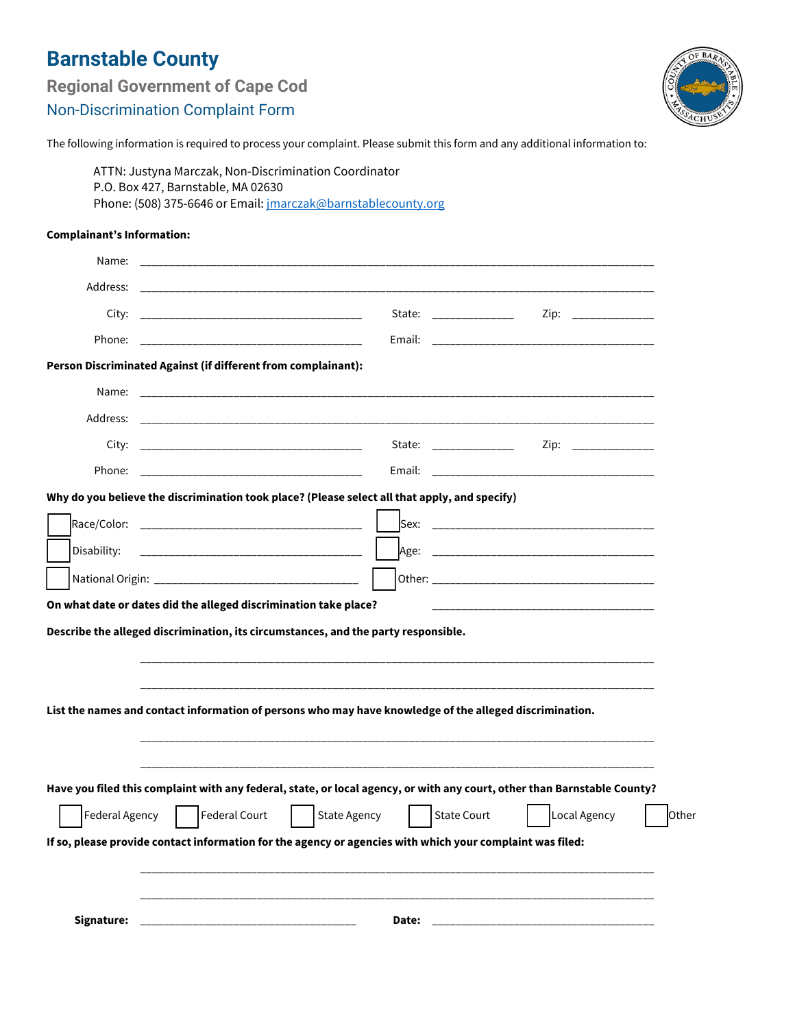# Barnstable County

## Regional Government of Cape Cod

### Non-Discrimination Complaint Form

The following information is required to process your complaint. Please submit this form and any additional information to:

> ATTN: Justyna Marczak, Non-Discrimination Coordinator
> P.O. Box 427, Barnstable, MA 02630
> Phone: (508) 375-6646 or Email: jmarczak@barnstablecounty.org

**Complainant's Information:**

Name: ______________________________________________

Address: ______________________________________________

City: ____________________ State: __________ Zip: __________

Phone: ____________________ Email: ____________________

**Person Discriminated Against (if different from complainant):**

Name: ______________________________________________

Address: ______________________________________________

City: ____________________ State: __________ Zip: __________

Phone: ____________________ Email: ____________________

**Why do you believe the discrimination took place? (Please select all that apply, and specify)**

☐ Race/Color: ____________________ ☐ Sex: ____________________

☐ Disability: ____________________ ☐ Age: ____________________

☐ National Origin: ____________________ ☐ Other: ____________________

**On what date or dates did the alleged discrimination take place?** ____________________

**Describe the alleged discrimination, its circumstances, and the party responsible.**

______________________________________________

______________________________________________

**List the names and contact information of persons who may have knowledge of the alleged discrimination.**

______________________________________________

______________________________________________

**Have you filed this complaint with any federal, state, or local agency, or with any court, other than Barnstable County?**

☐ Federal Agency ☐ Federal Court ☐ State Agency ☐ State Court ☐ Local Agency ☐ Other

**If so, please provide contact information for the agency or agencies with which your complaint was filed:**

______________________________________________

______________________________________________

**Signature:** ____________________ **Date:** ____________________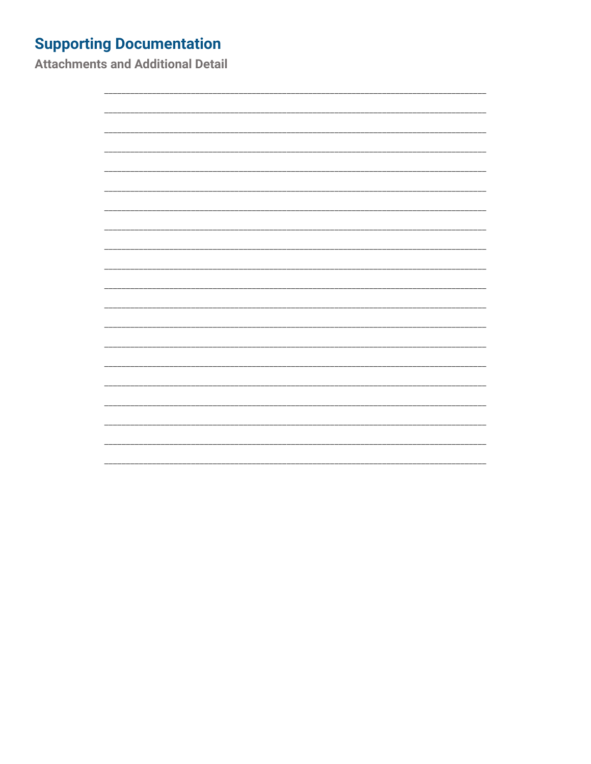## Supporting Documentation

### Attachments and Additional Detail

______________________________________________________________________

______________________________________________________________________

______________________________________________________________________

______________________________________________________________________

______________________________________________________________________

______________________________________________________________________

______________________________________________________________________

______________________________________________________________________

______________________________________________________________________

______________________________________________________________________

______________________________________________________________________

______________________________________________________________________

______________________________________________________________________

______________________________________________________________________

______________________________________________________________________

______________________________________________________________________

______________________________________________________________________

______________________________________________________________________

______________________________________________________________________

______________________________________________________________________